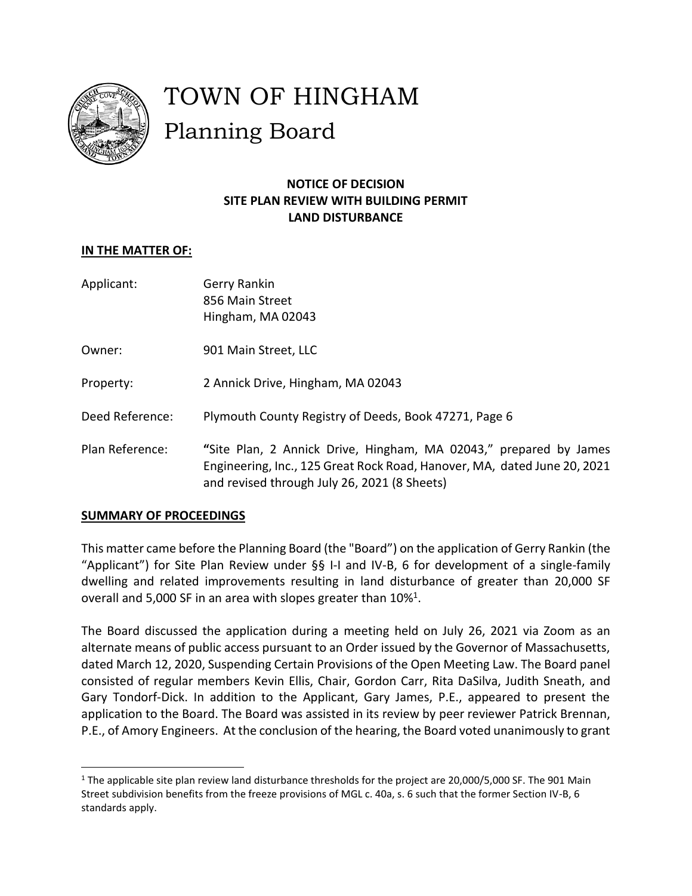# TOWN OF HINGHAM

## Planning Board

**NOTICE OF DECISION**
**SITE PLAN REVIEW WITH BUILDING PERMIT**
**LAND DISTURBANCE**

**IN THE MATTER OF:**

| | |
|---|---|
| Applicant: | Gerry Rankin<br>856 Main Street<br>Hingham, MA 02043 |
| Owner: | 901 Main Street, LLC |
| Property: | 2 Annick Drive, Hingham, MA 02043 |
| Deed Reference: | Plymouth County Registry of Deeds, Book 47271, Page 6 |
| Plan Reference: | **"**Site Plan, 2 Annick Drive, Hingham, MA 02043," prepared by James Engineering, Inc., 125 Great Rock Road, Hanover, MA, dated June 20, 2021 and revised through July 26, 2021 (8 Sheets) |

**SUMMARY OF PROCEEDINGS**

This matter came before the Planning Board (the "Board") on the application of Gerry Rankin (the "Applicant") for Site Plan Review under §§ I-I and IV-B, 6 for development of a single-family dwelling and related improvements resulting in land disturbance of greater than 20,000 SF overall and 5,000 SF in an area with slopes greater than 10%[1].

The Board discussed the application during a meeting held on July 26, 2021 via Zoom as an alternate means of public access pursuant to an Order issued by the Governor of Massachusetts, dated March 12, 2020, Suspending Certain Provisions of the Open Meeting Law. The Board panel consisted of regular members Kevin Ellis, Chair, Gordon Carr, Rita DaSilva, Judith Sneath, and Gary Tondorf-Dick. In addition to the Applicant, Gary James, P.E., appeared to present the application to the Board. The Board was assisted in its review by peer reviewer Patrick Brennan, P.E., of Amory Engineers. At the conclusion of the hearing, the Board voted unanimously to grant

[1] The applicable site plan review land disturbance thresholds for the project are 20,000/5,000 SF. The 901 Main Street subdivision benefits from the freeze provisions of MGL c. 40a, s. 6 such that the former Section IV-B, 6 standards apply.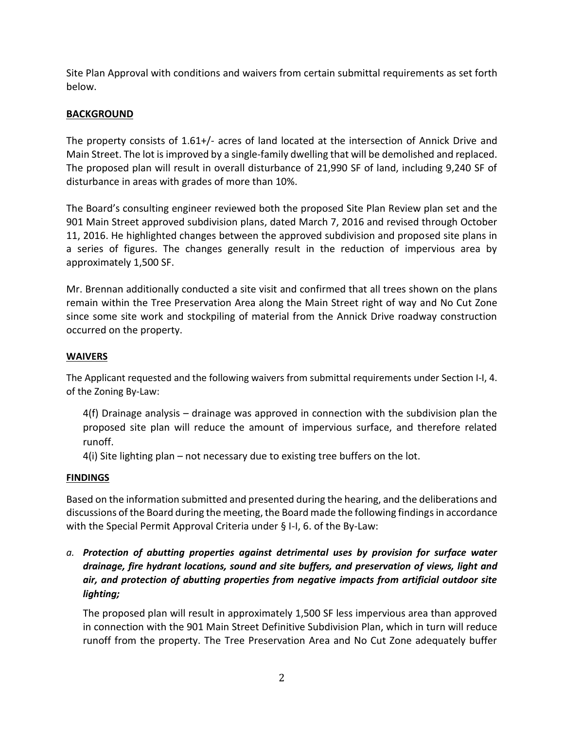Site Plan Approval with conditions and waivers from certain submittal requirements as set forth below.

**BACKGROUND**

The property consists of 1.61+/- acres of land located at the intersection of Annick Drive and Main Street. The lot is improved by a single-family dwelling that will be demolished and replaced. The proposed plan will result in overall disturbance of 21,990 SF of land, including 9,240 SF of disturbance in areas with grades of more than 10%.

The Board's consulting engineer reviewed both the proposed Site Plan Review plan set and the 901 Main Street approved subdivision plans, dated March 7, 2016 and revised through October 11, 2016. He highlighted changes between the approved subdivision and proposed site plans in a series of figures. The changes generally result in the reduction of impervious area by approximately 1,500 SF.

Mr. Brennan additionally conducted a site visit and confirmed that all trees shown on the plans remain within the Tree Preservation Area along the Main Street right of way and No Cut Zone since some site work and stockpiling of material from the Annick Drive roadway construction occurred on the property.

**WAIVERS**

The Applicant requested and the following waivers from submittal requirements under Section I-I, 4. of the Zoning By-Law:

4(f) Drainage analysis – drainage was approved in connection with the subdivision plan the proposed site plan will reduce the amount of impervious surface, and therefore related runoff.

4(i) Site lighting plan – not necessary due to existing tree buffers on the lot.

**FINDINGS**

Based on the information submitted and presented during the hearing, and the deliberations and discussions of the Board during the meeting, the Board made the following findings in accordance with the Special Permit Approval Criteria under § I-I, 6. of the By-Law:

a. ***Protection of abutting properties against detrimental uses by provision for surface water drainage, fire hydrant locations, sound and site buffers, and preservation of views, light and air, and protection of abutting properties from negative impacts from artificial outdoor site lighting;***

The proposed plan will result in approximately 1,500 SF less impervious area than approved in connection with the 901 Main Street Definitive Subdivision Plan, which in turn will reduce runoff from the property. The Tree Preservation Area and No Cut Zone adequately buffer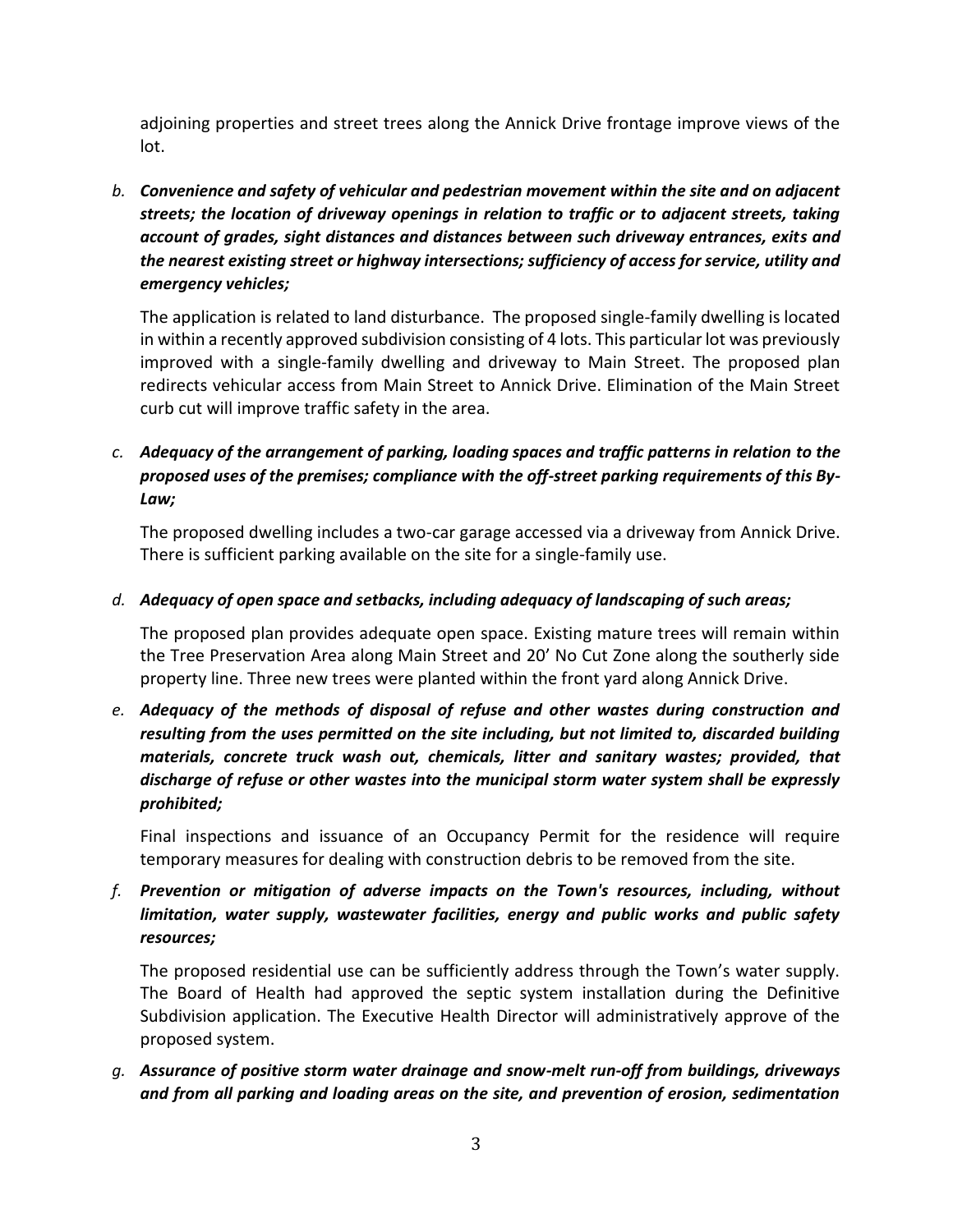adjoining properties and street trees along the Annick Drive frontage improve views of the lot.

*b.* ***Convenience and safety of vehicular and pedestrian movement within the site and on adjacent streets; the location of driveway openings in relation to traffic or to adjacent streets, taking account of grades, sight distances and distances between such driveway entrances, exits and the nearest existing street or highway intersections; sufficiency of access for service, utility and emergency vehicles;***

The application is related to land disturbance. The proposed single-family dwelling is located in within a recently approved subdivision consisting of 4 lots. This particular lot was previously improved with a single-family dwelling and driveway to Main Street. The proposed plan redirects vehicular access from Main Street to Annick Drive. Elimination of the Main Street curb cut will improve traffic safety in the area.

*c.* ***Adequacy of the arrangement of parking, loading spaces and traffic patterns in relation to the proposed uses of the premises; compliance with the off-street parking requirements of this By-Law;***

The proposed dwelling includes a two-car garage accessed via a driveway from Annick Drive. There is sufficient parking available on the site for a single-family use.

*d.* ***Adequacy of open space and setbacks, including adequacy of landscaping of such areas;***

The proposed plan provides adequate open space. Existing mature trees will remain within the Tree Preservation Area along Main Street and 20' No Cut Zone along the southerly side property line. Three new trees were planted within the front yard along Annick Drive.

*e.* ***Adequacy of the methods of disposal of refuse and other wastes during construction and resulting from the uses permitted on the site including, but not limited to, discarded building materials, concrete truck wash out, chemicals, litter and sanitary wastes; provided, that discharge of refuse or other wastes into the municipal storm water system shall be expressly prohibited;***

Final inspections and issuance of an Occupancy Permit for the residence will require temporary measures for dealing with construction debris to be removed from the site.

*f.* ***Prevention or mitigation of adverse impacts on the Town's resources, including, without limitation, water supply, wastewater facilities, energy and public works and public safety resources;***

The proposed residential use can be sufficiently address through the Town's water supply. The Board of Health had approved the septic system installation during the Definitive Subdivision application. The Executive Health Director will administratively approve of the proposed system.

*g.* ***Assurance of positive storm water drainage and snow-melt run-off from buildings, driveways and from all parking and loading areas on the site, and prevention of erosion, sedimentation***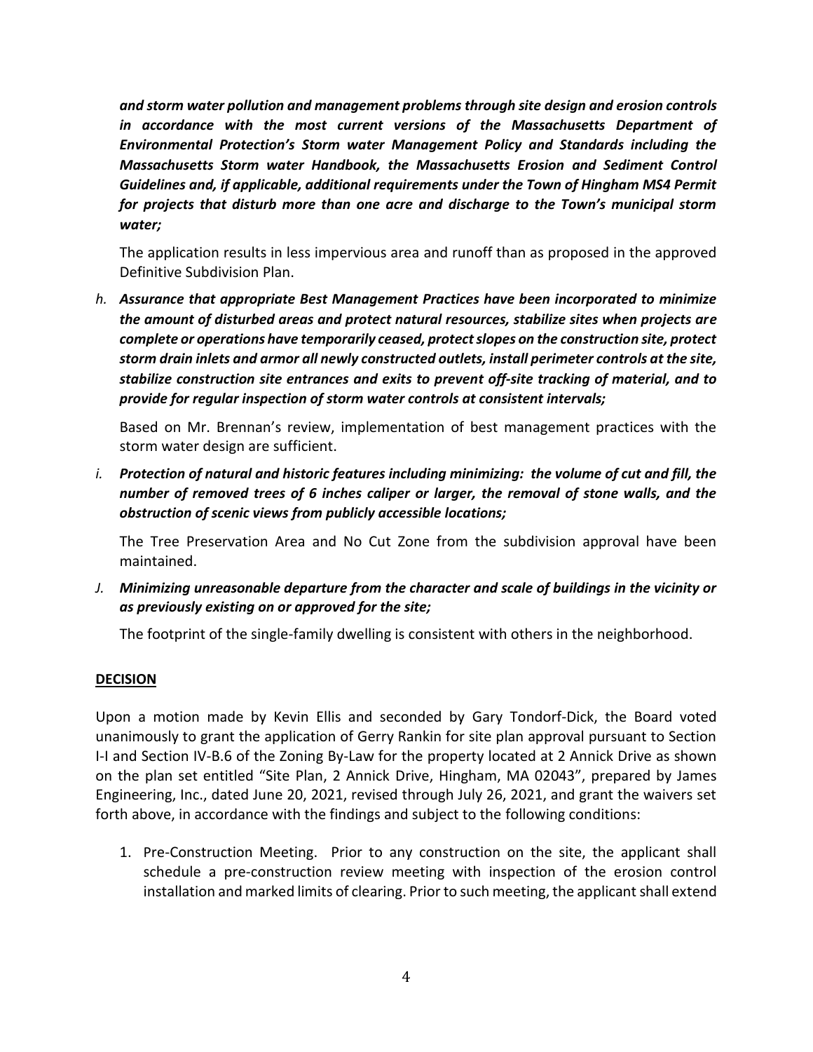***and storm water pollution and management problems through site design and erosion controls in accordance with the most current versions of the Massachusetts Department of Environmental Protection's Storm water Management Policy and Standards including the Massachusetts Storm water Handbook, the Massachusetts Erosion and Sediment Control Guidelines and, if applicable, additional requirements under the Town of Hingham MS4 Permit for projects that disturb more than one acre and discharge to the Town's municipal storm water;***

The application results in less impervious area and runoff than as proposed in the approved Definitive Subdivision Plan.

*h.* ***Assurance that appropriate Best Management Practices have been incorporated to minimize the amount of disturbed areas and protect natural resources, stabilize sites when projects are complete or operations have temporarily ceased, protect slopes on the construction site, protect storm drain inlets and armor all newly constructed outlets, install perimeter controls at the site, stabilize construction site entrances and exits to prevent off-site tracking of material, and to provide for regular inspection of storm water controls at consistent intervals;***

Based on Mr. Brennan's review, implementation of best management practices with the storm water design are sufficient.

*i.* ***Protection of natural and historic features including minimizing: the volume of cut and fill, the number of removed trees of 6 inches caliper or larger, the removal of stone walls, and the obstruction of scenic views from publicly accessible locations;***

The Tree Preservation Area and No Cut Zone from the subdivision approval have been maintained.

*J.* ***Minimizing unreasonable departure from the character and scale of buildings in the vicinity or as previously existing on or approved for the site;***

The footprint of the single-family dwelling is consistent with others in the neighborhood.

**DECISION**

Upon a motion made by Kevin Ellis and seconded by Gary Tondorf-Dick, the Board voted unanimously to grant the application of Gerry Rankin for site plan approval pursuant to Section I-I and Section IV-B.6 of the Zoning By-Law for the property located at 2 Annick Drive as shown on the plan set entitled "Site Plan, 2 Annick Drive, Hingham, MA 02043", prepared by James Engineering, Inc., dated June 20, 2021, revised through July 26, 2021, and grant the waivers set forth above, in accordance with the findings and subject to the following conditions:

1. Pre-Construction Meeting. Prior to any construction on the site, the applicant shall schedule a pre-construction review meeting with inspection of the erosion control installation and marked limits of clearing. Prior to such meeting, the applicant shall extend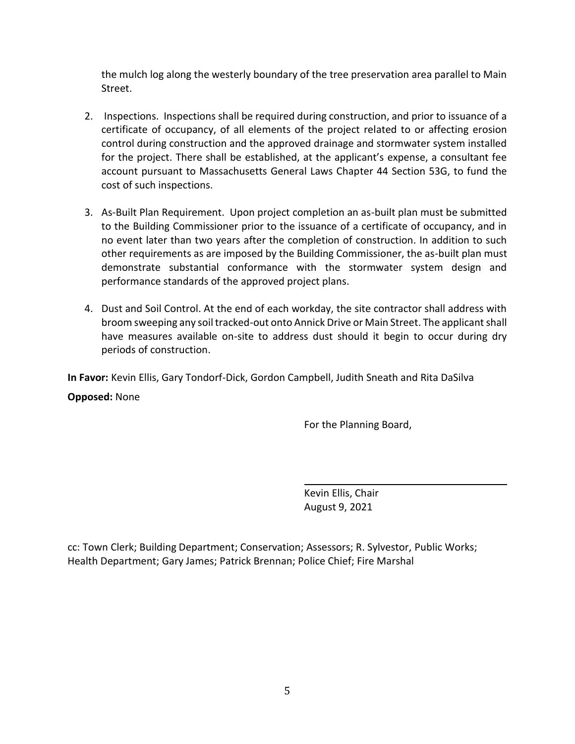the mulch log along the westerly boundary of the tree preservation area parallel to Main Street.

2. Inspections. Inspections shall be required during construction, and prior to issuance of a certificate of occupancy, of all elements of the project related to or affecting erosion control during construction and the approved drainage and stormwater system installed for the project. There shall be established, at the applicant's expense, a consultant fee account pursuant to Massachusetts General Laws Chapter 44 Section 53G, to fund the cost of such inspections.

3. As-Built Plan Requirement. Upon project completion an as-built plan must be submitted to the Building Commissioner prior to the issuance of a certificate of occupancy, and in no event later than two years after the completion of construction. In addition to such other requirements as are imposed by the Building Commissioner, the as-built plan must demonstrate substantial conformance with the stormwater system design and performance standards of the approved project plans.

4. Dust and Soil Control. At the end of each workday, the site contractor shall address with broom sweeping any soil tracked-out onto Annick Drive or Main Street. The applicant shall have measures available on-site to address dust should it begin to occur during dry periods of construction.

**In Favor:** Kevin Ellis, Gary Tondorf-Dick, Gordon Campbell, Judith Sneath and Rita DaSilva

**Opposed:** None

For the Planning Board,

Kevin Ellis, Chair
August 9, 2021

cc: Town Clerk; Building Department; Conservation; Assessors; R. Sylvestor, Public Works; Health Department; Gary James; Patrick Brennan; Police Chief; Fire Marshal